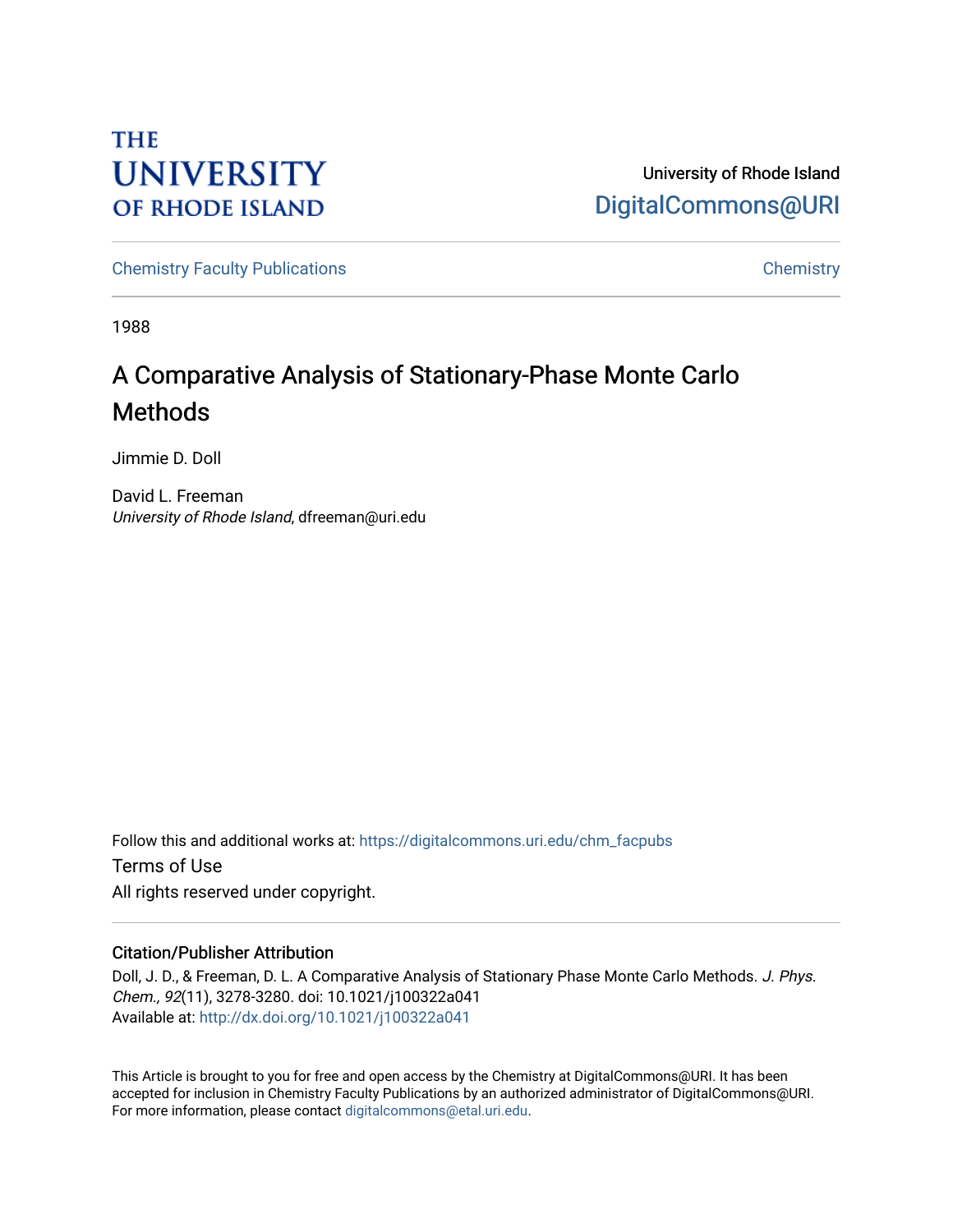THE UNIVERSITY OF RHODE ISLAND

University of Rhode Island
DigitalCommons@URI

Chemistry Faculty Publications | Chemistry

1988

# A Comparative Analysis of Stationary-Phase Monte Carlo Methods

Jimmie D. Doll

David L. Freeman
*University of Rhode Island*, dfreeman@uri.edu

Follow this and additional works at: https://digitalcommons.uri.edu/chm_facpubs

Terms of Use
All rights reserved under copyright.

## Citation/Publisher Attribution

Doll, J. D., & Freeman, D. L. A Comparative Analysis of Stationary Phase Monte Carlo Methods. *J. Phys. Chem., 92*(11), 3278-3280. doi: 10.1021/j100322a041
Available at: http://dx.doi.org/10.1021/j100322a041

This Article is brought to you for free and open access by the Chemistry at DigitalCommons@URI. It has been accepted for inclusion in Chemistry Faculty Publications by an authorized administrator of DigitalCommons@URI. For more information, please contact digitalcommons@etal.uri.edu.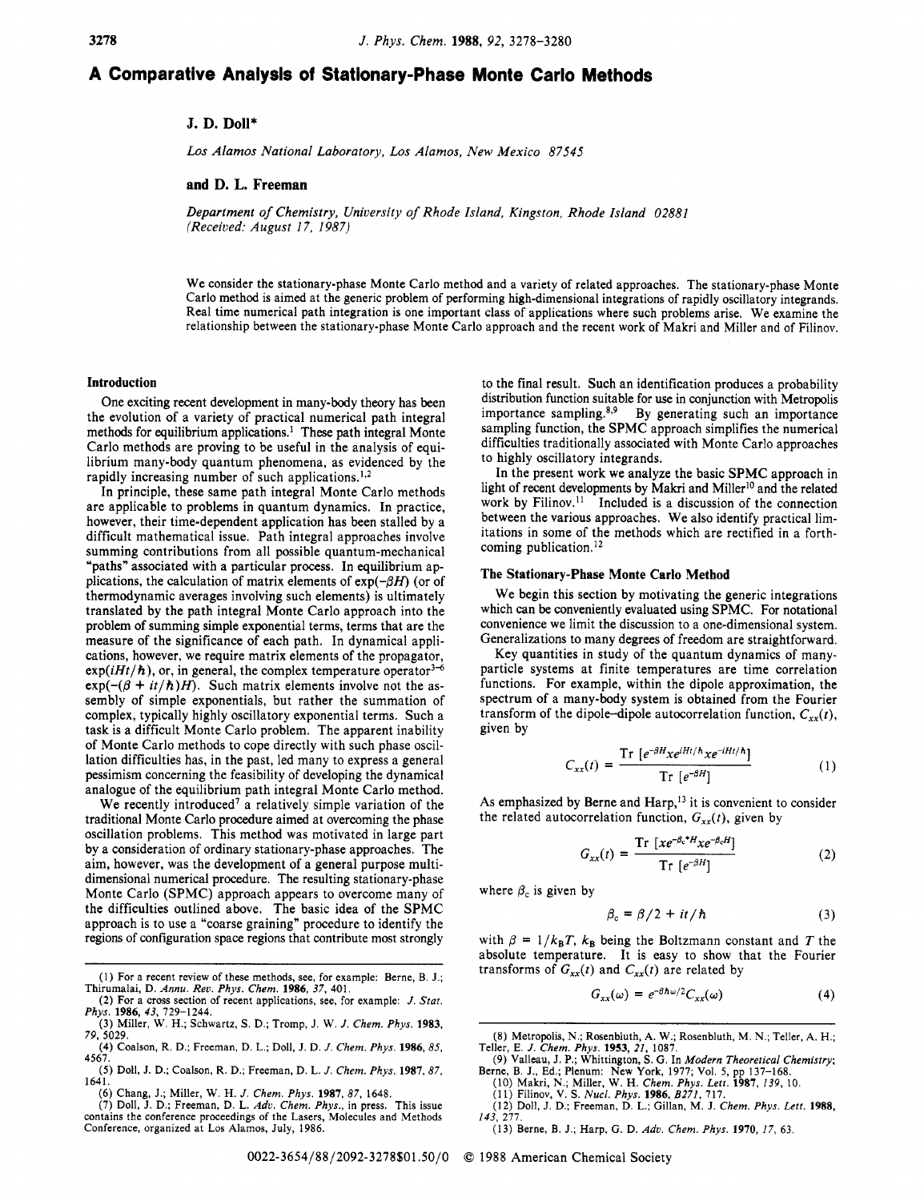# A Comparative Analysis of Stationary-Phase Monte Carlo Methods

**J. D. Doll***

*Los Alamos National Laboratory, Los Alamos, New Mexico 87545*

**and D. L. Freeman**

*Department of Chemistry, University of Rhode Island, Kingston, Rhode Island 02881*
*(Received: August 17, 1987)*

We consider the stationary-phase Monte Carlo method and a variety of related approaches. The stationary-phase Monte Carlo method is aimed at the generic problem of performing high-dimensional integrations of rapidly oscillatory integrands. Real time numerical path integration is one important class of applications where such problems arise. We examine the relationship between the stationary-phase Monte Carlo approach and the recent work of Makri and Miller and of Filinov.

## Introduction

One exciting recent development in many-body theory has been the evolution of a variety of practical numerical path integral methods for equilibrium applications.[1] These path integral Monte Carlo methods are proving to be useful in the analysis of equilibrium many-body quantum phenomena, as evidenced by the rapidly increasing number of such applications.[1,2]

In principle, these same path integral Monte Carlo methods are applicable to problems in quantum dynamics. In practice, however, their time-dependent application has been stalled by a difficult mathematical issue. Path integral approaches involve summing contributions from all possible quantum-mechanical "paths" associated with a particular process. In equilibrium applications, the calculation of matrix elements of $\exp(-\beta H)$ (or of thermodynamic averages involving such elements) is ultimately translated by the path integral Monte Carlo approach into the problem of summing simple exponential terms, terms that are the measure of the significance of each path. In dynamical applications, however, we require matrix elements of the propagator, $\exp(iHt/\hbar)$, or, in general, the complex temperature operator[3-6] $\exp(-(\beta + it/\hbar)H)$. Such matrix elements involve not the assembly of simple exponentials, but rather the summation of complex, typically highly oscillatory exponential terms. Such a task is a difficult Monte Carlo problem. The apparent inability of Monte Carlo methods to cope directly with such phase oscillation difficulties has, in the past, led many to express a general pessimism concerning the feasibility of developing the dynamical analogue of the equilibrium path integral Monte Carlo method.

We recently introduced[7] a relatively simple variation of the traditional Monte Carlo procedure aimed at overcoming the phase oscillation problems. This method was motivated in large part by a consideration of ordinary stationary-phase approaches. The aim, however, was the development of a general purpose multidimensional numerical procedure. The resulting stationary-phase Monte Carlo (SPMC) approach appears to overcome many of the difficulties outlined above. The basic idea of the SPMC approach is to use a "coarse graining" procedure to identify the regions of configuration space regions that contribute most strongly to the final result. Such an identification produces a probability distribution function suitable for use in conjunction with Metropolis importance sampling.[8,9] By generating such an importance sampling function, the SPMC approach simplifies the numerical difficulties traditionally associated with Monte Carlo approaches to highly oscillatory integrands.

In the present work we analyze the basic SPMC approach in light of recent developments by Makri and Miller[10] and the related work by Filinov.[11] Included is a discussion of the connection between the various approaches. We also identify practical limitations in some of the methods which are rectified in a forthcoming publication.[12]

## The Stationary-Phase Monte Carlo Method

We begin this section by motivating the generic integrations which can be conveniently evaluated using SPMC. For notational convenience we limit the discussion to a one-dimensional system. Generalizations to many degrees of freedom are straightforward.

Key quantities in study of the quantum dynamics of many-particle systems at finite temperatures are time correlation functions. For example, within the dipole approximation, the spectrum of a many-body system is obtained from the Fourier transform of the dipole-dipole autocorrelation function, $C_{xx}(t)$, given by

$$C_{xx}(t) = \frac{\mathrm{Tr}\,[e^{-\beta H} x e^{iHt/\hbar} x e^{-iHt/\hbar}]}{\mathrm{Tr}\,[e^{-\beta H}]} \tag{1}$$

As emphasized by Berne and Harp,[13] it is convenient to consider the related autocorrelation function, $G_{xx}(t)$, given by

$$G_{xx}(t) = \frac{\mathrm{Tr}\,[x e^{-\beta_c{}^* H} x e^{-\beta_c H}]}{\mathrm{Tr}\,[e^{-\beta H}]} \tag{2}$$

where $\beta_c$ is given by

$$\beta_c = \beta/2 + it/\hbar \tag{3}$$

with $\beta = 1/k_B T$, $k_B$ being the Boltzmann constant and $T$ the absolute temperature. It is easy to show that the Fourier transforms of $G_{xx}(t)$ and $C_{xx}(t)$ are related by

$$G_{xx}(\omega) = e^{-\beta\hbar\omega/2} C_{xx}(\omega) \tag{4}$$

---

(1) For a recent review of these methods, see, for example: Berne, B. J.; Thirumalai, D. *Annu. Rev. Phys. Chem.* **1986**, *37*, 401.

(2) For a cross section of recent applications, see, for example: *J. Stat. Phys.* **1986**, *43*, 729–1244.

(3) Miller, W. H.; Schwartz, S. D.; Tromp, J. W. *J. Chem. Phys.* **1983**, *79*, 5029.

(4) Coalson, R. D.; Freeman, D. L.; Doll, J. D. *J. Chem. Phys.* **1986**, *85*, 4567.

(5) Doll, J. D.; Coalson, R. D.; Freeman, D. L. *J. Chem. Phys.* **1987**, *87*, 1641.

(6) Chang, J.; Miller, W. H. *J. Chem. Phys.* **1987**, *87*, 1648.

(7) Doll, J. D.; Freeman, D. L. *Adv. Chem. Phys.*, in press. This issue contains the conference proceedings of the Lasers, Molecules and Methods Conference, organized at Los Alamos, July, 1986.

(8) Metropolis, N.; Rosenbluth, A. W.; Rosenbluth, M. N.; Teller, A. H.; Teller, E. *J. Chem. Phys.* **1953**, *21*, 1087.

(9) Valleau, J. P.; Whittington, S. G. In *Modern Theoretical Chemistry*; Berne, B. J., Ed.; Plenum: New York, 1977; Vol. 5, pp 137–168.

(10) Makri, N.; Miller, W. H. *Chem. Phys. Lett.* **1987**, *139*, 10.

(11) Filinov, V. S. *Nucl. Phys.* **1986**, *B271*, 717.

(12) Doll, J. D.; Freeman, D. L.; Gillan, M. J. *Chem. Phys. Lett.* **1988**, *143*, 277.

(13) Berne, B. J.; Harp, G. D. *Adv. Chem. Phys.* **1970**, *17*, 63.

0022-3654/88/2092-3278$01.50/0 © 1988 American Chemical Society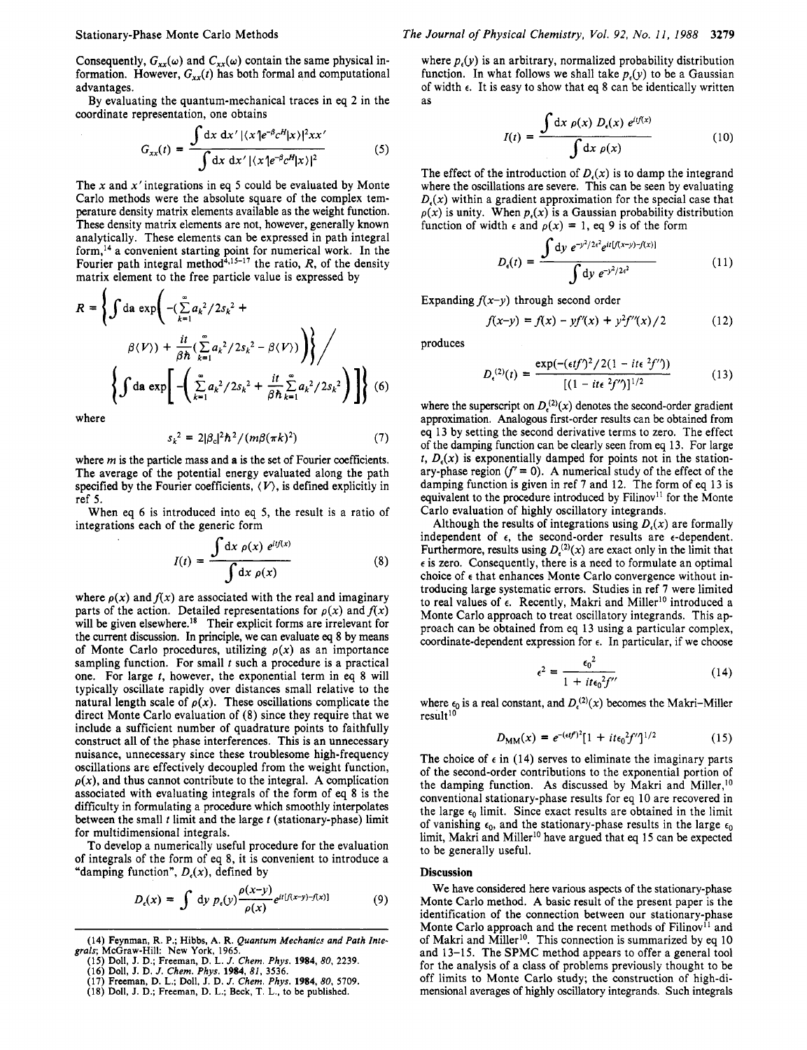Consequently, $G_{xx}(\omega)$ and $C_{xx}(\omega)$ contain the same physical information. However, $G_{xx}(t)$ has both formal and computational advantages.

By evaluating the quantum-mechanical traces in eq 2 in the coordinate representation, one obtains

$$G_{xx}(t) = \frac{\int dx\, dx'\, |\langle x'|e^{-\beta_c H}|x\rangle|^2 xx'}{\int dx\, dx'\, |\langle x'|e^{-\beta_c H}|x\rangle|^2} \tag{5}$$

The $x$ and $x'$ integrations in eq 5 could be evaluated by Monte Carlo methods were the absolute square of the complex temperature density matrix elements available as the weight function. These density matrix elements are not, however, generally known analytically. These elements can be expressed in path integral form,[14] a convenient starting point for numerical work. In the Fourier path integral method[4,15-17] the ratio, $R$, of the density matrix element to the free particle value is expressed by

$$R = \left\{\int d\mathbf{a} \exp\left(-\left(\sum_{k=1}^{\infty} a_k^2/2s_k^2 + \beta\langle V\rangle\right) + \frac{it}{\beta\hbar}\left(\sum_{k=1}^{\infty} a_k^2/2s_k^2 - \beta\langle V\rangle\right)\right)\right\} \Big/ \left\{\int d\mathbf{a} \exp\left[-\left(\sum_{k=1}^{\infty} a_k^2/2s_k^2 + \frac{it}{\beta\hbar}\sum_{k=1}^{\infty} a_k^2/2s_k^2\right)\right]\right\} \tag{6}$$

where

$$s_k^2 = 2|\beta_c|^2\hbar^2/(m\beta(\pi k)^2) \tag{7}$$

where $m$ is the particle mass and $\mathbf{a}$ is the set of Fourier coefficients. The average of the potential energy evaluated along the path specified by the Fourier coefficients, $\langle V\rangle$, is defined explicitly in ref 5.

When eq 6 is introduced into eq 5, the result is a ratio of integrations each of the generic form

$$I(t) = \frac{\int dx\, \rho(x)\, e^{itf(x)}}{\int dx\, \rho(x)} \tag{8}$$

where $\rho(x)$ and $f(x)$ are associated with the real and imaginary parts of the action. Detailed representations for $\rho(x)$ and $f(x)$ will be given elsewhere.[18] Their explicit forms are irrelevant for the current discussion. In principle, we can evaluate eq 8 by means of Monte Carlo procedures, utilizing $\rho(x)$ as an importance sampling function. For small $t$ such a procedure is a practical one. For large $t$, however, the exponential term in eq 8 will typically oscillate rapidly over distances small relative to the natural length scale of $\rho(x)$. These oscillations complicate the direct Monte Carlo evaluation of (8) since they require that we include a sufficient number of quadrature points to faithfully construct all of the phase interferences. This is an unnecessary nuisance, unnecessary since these troublesome high-frequency oscillations are effectively decoupled from the weight function, $\rho(x)$, and thus cannot contribute to the integral. A complication associated with evaluating integrals of the form of eq 8 is the difficulty in formulating a procedure which smoothly interpolates between the small $t$ limit and the large $t$ (stationary-phase) limit for multidimensional integrals.

To develop a numerically useful procedure for the evaluation of integrals of the form of eq 8, it is convenient to introduce a "damping function", $D_\epsilon(x)$, defined by

$$D_\epsilon(x) = \int dy\, p_\epsilon(y) \frac{\rho(x-y)}{\rho(x)} e^{it[f(x-y)-f(x)]} \tag{9}$$

where $p_\epsilon(y)$ is an arbitrary, normalized probability distribution function. In what follows we shall take $p_\epsilon(y)$ to be a Gaussian of width $\epsilon$. It is easy to show that eq 8 can be identically written as

$$I(t) = \frac{\int dx\, \rho(x)\, D_\epsilon(x)\, e^{itf(x)}}{\int dx\, \rho(x)} \tag{10}$$

The effect of the introduction of $D_\epsilon(x)$ is to damp the integrand where the oscillations are severe. This can be seen by evaluating $D_\epsilon(x)$ within a gradient approximation for the special case that $\rho(x)$ is unity. When $p_\epsilon(x)$ is a Gaussian probability distribution function of width $\epsilon$ and $\rho(x) = 1$, eq 9 is of the form

$$D_\epsilon(t) = \frac{\int dy\, e^{-y^2/2\epsilon^2} e^{it[f(x-y)-f(x)]}}{\int dy\, e^{-y^2/2\epsilon^2}} \tag{11}$$

Expanding $f(x-y)$ through second order

$$f(x-y) = f(x) - yf'(x) + y^2 f''(x)/2 \tag{12}$$

produces

$$D_\epsilon^{(2)}(t) = \frac{\exp(-(\epsilon t f')^2/2(1 - it\epsilon^2 f''))}{[(1 - it\epsilon^2 f'')]^{1/2}} \tag{13}$$

where the superscript on $D_\epsilon^{(2)}(x)$ denotes the second-order gradient approximation. Analogous first-order results can be obtained from eq 13 by setting the second derivative terms to zero. The effect of the damping function can be clearly seen from eq 13. For large $t$, $D_\epsilon(x)$ is exponentially damped for points not in the stationary-phase region ($f' = 0$). A numerical study of the effect of the damping function is given in ref 7 and 12. The form of eq 13 is equivalent to the procedure introduced by Filinov[11] for the Monte Carlo evaluation of highly oscillatory integrands.

Although the results of integrations using $D_\epsilon(x)$ are formally independent of $\epsilon$, the second-order results are $\epsilon$-dependent. Furthermore, results using $D_\epsilon^{(2)}(x)$ are exact only in the limit that $\epsilon$ is zero. Consequently, there is a need to formulate an optimal choice of $\epsilon$ that enhances Monte Carlo convergence without introducing large systematic errors. Studies in ref 7 were limited to real values of $\epsilon$. Recently, Makri and Miller[10] introduced a Monte Carlo approach to treat oscillatory integrands. This approach can be obtained from eq 13 using a particular complex, coordinate-dependent expression for $\epsilon$. In particular, if we choose

$$\epsilon^2 = \frac{\epsilon_0^2}{1 + it\epsilon_0^2 f''} \tag{14}$$

where $\epsilon_0$ is a real constant, and $D_\epsilon^{(2)}(x)$ becomes the Makri–Miller result[10]

$$D_{\rm MM}(x) = e^{-(\epsilon t f')^2}[1 + it\epsilon_0^2 f'']^{1/2} \tag{15}$$

The choice of $\epsilon$ in (14) serves to eliminate the imaginary parts of the second-order contributions to the exponential portion of the damping function. As discussed by Makri and Miller,[10] conventional stationary-phase results for eq 10 are recovered in the large $\epsilon_0$ limit. Since exact results are obtained in the limit of vanishing $\epsilon_0$, and the stationary-phase results in the large $\epsilon_0$ limit, Makri and Miller[10] have argued that eq 15 can be expected to be generally useful.

## Discussion

We have considered here various aspects of the stationary-phase Monte Carlo method. A basic result of the present paper is the identification of the connection between our stationary-phase Monte Carlo approach and the recent methods of Filinov[11] and of Makri and Miller[10]. This connection is summarized by eq 10 and 13–15. The SPMC method appears to offer a general tool for the analysis of a class of problems previously thought to be off limits to Monte Carlo study; the construction of high-dimensional averages of highly oscillatory integrands. Such integrals

(14) Feynman, R. P.; Hibbs, A. R. *Quantum Mechanics and Path Integrals*; McGraw-Hill: New York, 1965.
(15) Doll, J. D.; Freeman, D. L. *J. Chem. Phys.* **1984**, *80*, 2239.
(16) Doll, J. D. *J. Chem. Phys.* **1984**, *81*, 3536.
(17) Freeman, D. L.; Doll, J. D. *J. Chem. Phys.* **1984**, *80*, 5709.
(18) Doll, J. D.; Freeman, D. L.; Beck, T. L., to be published.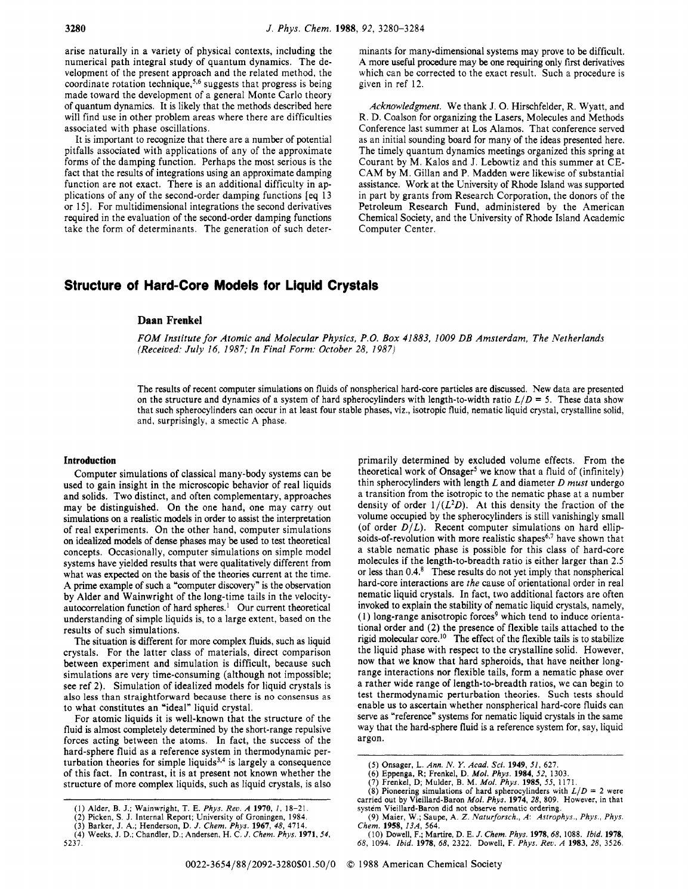arise naturally in a variety of physical contexts, including the numerical path integral study of quantum dynamics. The development of the present approach and the related method, the coordinate rotation technique,[5,6] suggests that progress is being made toward the development of a general Monte Carlo theory of quantum dynamics. It is likely that the methods described here will find use in other problem areas where there are difficulties associated with phase oscillations.

It is important to recognize that there are a number of potential pitfalls associated with applications of any of the approximate forms of the damping function. Perhaps the most serious is the fact that the results of integrations using an approximate damping function are not exact. There is an additional difficulty in applications of any of the second-order damping functions [eq 13 or 15]. For multidimensional integrations the second derivatives required in the evaluation of the second-order damping functions take the form of determinants. The generation of such determinants for many-dimensional systems may prove to be difficult. A more useful procedure may be one requiring only first derivatives which can be corrected to the exact result. Such a procedure is given in ref 12.

*Acknowledgment.* We thank J. O. Hirschfelder, R. Wyatt, and R. D. Coalson for organizing the Lasers, Molecules and Methods Conference last summer at Los Alamos. That conference served as an initial sounding board for many of the ideas presented here. The timely quantum dynamics meetings organized this spring at Courant by M. Kalos and J. Lebowtiz and this summer at CECAM by M. Gillan and P. Madden were likewise of substantial assistance. Work at the University of Rhode Island was supported in part by grants from Research Corporation, the donors of the Petroleum Research Fund, administered by the American Chemical Society, and the University of Rhode Island Academic Computer Center.

# Structure of Hard-Core Models for Liquid Crystals

**Daan Frenkel**

*FOM Institute for Atomic and Molecular Physics, P.O. Box 41883, 1009 DB Amsterdam, The Netherlands (Received: July 16, 1987; In Final Form: October 28, 1987)*

The results of recent computer simulations on fluids of nonspherical hard-core particles are discussed. New data are presented on the structure and dynamics of a system of hard spherocylinders with length-to-width ratio $L/D = 5$. These data show that such spherocylinders can occur in at least four stable phases, viz., isotropic fluid, nematic liquid crystal, crystalline solid, and, surprisingly, a smectic A phase.

## Introduction

Computer simulations of classical many-body systems can be used to gain insight in the microscopic behavior of real liquids and solids. Two distinct, and often complementary, approaches may be distinguished. On the one hand, one may carry out simulations on a realistic models in order to assist the interpretation of real experiments. On the other hand, computer simulations on idealized models of dense phases may be used to test theoretical concepts. Occasionally, computer simulations on simple model systems have yielded results that were qualitatively different from what was expected on the basis of the theories current at the time. A prime example of such a "computer discovery" is the observation by Alder and Wainwright of the long-time tails in the velocity-autocorrelation function of hard spheres.[1] Our current theoretical understanding of simple liquids is, to a large extent, based on the results of such simulations.

The situation is different for more complex fluids, such as liquid crystals. For the latter class of materials, direct comparison between experiment and simulation is difficult, because such simulations are very time-consuming (although not impossible; see ref 2). Simulation of idealized models for liquid crystals is also less than straightforward because there is no consensus as to what constitutes an "ideal" liquid crystal.

For atomic liquids it is well-known that the structure of the fluid is almost completely determined by the short-range repulsive forces acting between the atoms. In fact, the success of the hard-sphere fluid as a reference system in thermodynamic perturbation theories for simple liquids[3,4] is largely a consequence of this fact. In contrast, it is at present not known whether the structure of more complex liquids, such as liquid crystals, is also primarily determined by excluded volume effects. From the theoretical work of Onsager[5] we know that a fluid of (infinitely) thin spherocylinders with length $L$ and diameter $D$ *must* undergo a transition from the isotropic to the nematic phase at a number density of order $1/(L^2D)$. At this density the fraction of the volume occupied by the spherocylinders is still vanishingly small (of order $D/L$). Recent computer simulations on hard ellipsoids-of-revolution with more realistic shapes[6,7] have shown that a stable nematic phase is possible for this class of hard-core molecules if the length-to-breadth ratio is either larger than 2.5 or less than 0.4.[8] These results do not yet imply that nonspherical hard-core interactions are *the* cause of orientational order in real nematic liquid crystals. In fact, two additional factors are often invoked to explain the stability of nematic liquid crystals, namely, (1) long-range anisotropic forces[9] which tend to induce orientational order and (2) the presence of flexible tails attached to the rigid molecular core.[10] The effect of the flexible tails is to stabilize the liquid phase with respect to the crystalline solid. However, now that we know that hard spheroids, that have neither long-range interactions nor flexible tails, form a nematic phase over a rather wide range of length-to-breadth ratios, we can begin to test thermodynamic perturbation theories. Such tests should enable us to ascertain whether nonspherical hard-core fluids can serve as "reference" systems for nematic liquid crystals in the same way that the hard-sphere fluid is a reference system for, say, liquid argon.

(1) Alder, B. J.; Wainwright, T. E. *Phys. Rev. A* **1970**, *1*, 18–21.
(2) Picken, S. J. Internal Report; University of Groningen, 1984.
(3) Barker, J. A.; Henderson, D. *J. Chem. Phys.* **1967**, *48*, 4714.
(4) Weeks, J. D.; Chandler, D.; Andersen, H. C. *J. Chem. Phys.* **1971**, *54*, 5237.
(5) Onsager, L. *Ann. N. Y. Acad. Sci.* **1949**, *51*, 627.
(6) Eppenga, R; Frenkel, D. *Mol. Phys.* **1984**, *52*, 1303.
(7) Frenkel, D; Mulder, B. M. *Mol. Phys.* **1985**, *55*, 1171.
(8) Pioneering simulations of hard spherocylinders with $L/D = 2$ were carried out by Vieillard-Baron *Mol. Phys.* **1974**, *28*, 809. However, in that system Vieillard-Baron did not observe nematic ordering.
(9) Maier, W.; Saupe, A. *Z. Naturforsch., A: Astrophys., Phys., Phys. Chem.* **1958**, *13A*, 564.
(10) Dowell, F.; Martire, D. E. *J. Chem. Phys.* **1978**, *68*, 1088. *Ibid.* **1978**, *68*, 1094. *Ibid.* **1978**, *68*, 2322. Dowell, F. *Phys. Rev. A* **1983**, *28*, 3526.

0022-3654/88/2092-3280$01.50/0 © 1988 American Chemical Society